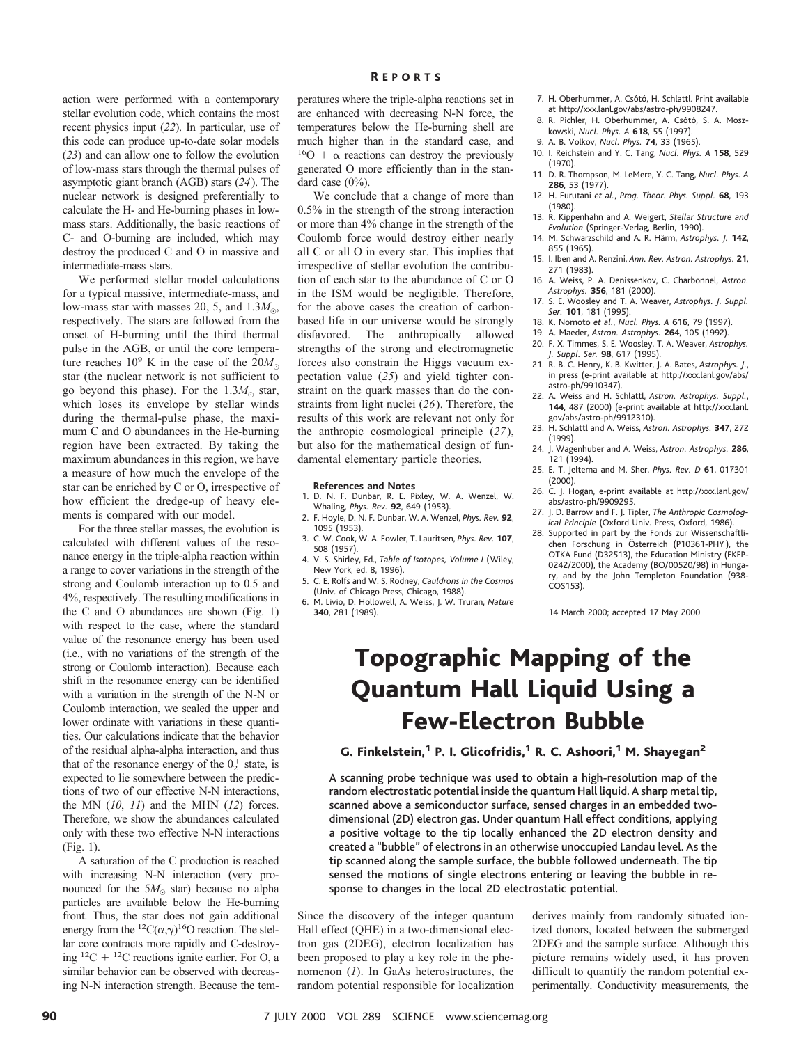action were performed with a contemporary stellar evolution code, which contains the most recent physics input (*22*). In particular, use of this code can produce up-to-date solar models (*23*) and can allow one to follow the evolution of low-mass stars through the thermal pulses of asymptotic giant branch (AGB) stars (*24*). The nuclear network is designed preferentially to calculate the H- and He-burning phases in low-mass stars. Additionally, the basic reactions of C- and O-burning are included, which may destroy the produced C and O in massive and intermediate-mass stars.

We performed stellar model calculations for a typical massive, intermediate-mass, and low-mass star with masses 20, 5, and $1.3M_\odot$, respectively. The stars are followed from the onset of H-burning until the third thermal pulse in the AGB, or until the core temperature reaches $10^9$ K in the case of the $20M_\odot$ star (the nuclear network is not sufficient to go beyond this phase). For the $1.3M_\odot$ star, which loses its envelope by stellar winds during the thermal-pulse phase, the maximum C and O abundances in the He-burning region have been extracted. By taking the maximum abundances in this region, we have a measure of how much the envelope of the star can be enriched by C or O, irrespective of how efficient the dredge-up of heavy elements is compared with our model.

For the three stellar masses, the evolution is calculated with different values of the resonance energy in the triple-alpha reaction within a range to cover variations in the strength of the strong and Coulomb interaction up to 0.5 and 4%, respectively. The resulting modifications in the C and O abundances are shown (Fig. 1) with respect to the case, where the standard value of the resonance energy has been used (i.e., with no variations of the strength of the strong or Coulomb interaction). Because each shift in the resonance energy can be identified with a variation in the strength of the N-N or Coulomb interaction, we scaled the upper and lower ordinate with variations in these quantities. Our calculations indicate that the behavior of the residual alpha-alpha interaction, and thus that of the resonance energy of the $0_2^+$ state, is expected to lie somewhere between the predictions of two of our effective N-N interactions, the MN (*10*, *11*) and the MHN (*12*) forces. Therefore, we show the abundances calculated only with these two effective N-N interactions (Fig. 1).

A saturation of the C production is reached with increasing N-N interaction (very pronounced for the $5M_\odot$ star) because no alpha particles are available below the He-burning front. Thus, the star does not gain additional energy from the $^{12}C(\alpha,\gamma)^{16}O$ reaction. The stellar core contracts more rapidly and C-destroying $^{12}C + {}^{12}C$ reactions ignite earlier. For O, a similar behavior can be observed with decreasing N-N interaction strength. Because the temperatures where the triple-alpha reactions set in are enhanced with decreasing N-N force, the temperatures below the He-burning shell are much higher than in the standard case, and $^{16}O + \alpha$ reactions can destroy the previously generated O more efficiently than in the standard case (0%).

We conclude that a change of more than 0.5% in the strength of the strong interaction or more than 4% change in the strength of the Coulomb force would destroy either nearly all C or all O in every star. This implies that irrespective of stellar evolution the contribution of each star to the abundance of C or O in the ISM would be negligible. Therefore, for the above cases the creation of carbon-based life in our universe would be strongly disfavored. The anthropically allowed strengths of the strong and electromagnetic forces also constrain the Higgs vacuum expectation value (*25*) and yield tighter constraint on the quark masses than do the constraints from light nuclei (*26*). Therefore, the results of this work are relevant not only for the anthropic cosmological principle (*27*), but also for the mathematical design of fundamental elementary particle theories.

### References and Notes

1. D. N. F. Dunbar, R. E. Pixley, W. A. Wenzel, W. Whaling, *Phys. Rev.* **92**, 649 (1953).
2. F. Hoyle, D. N. F. Dunbar, W. A. Wenzel, *Phys. Rev.* **92**, 1095 (1953).
3. C. W. Cook, W. A. Fowler, T. Lauritsen, *Phys. Rev.* **107**, 508 (1957).
4. V. S. Shirley, Ed., *Table of Isotopes, Volume I* (Wiley, New York, ed. 8, 1996).
5. C. E. Rolfs and W. S. Rodney, *Cauldrons in the Cosmos* (Univ. of Chicago Press, Chicago, 1988).
6. M. Livio, D. Hollowell, A. Weiss, J. W. Truran, *Nature* **340**, 281 (1989).
7. H. Oberhummer, A. Csótó, H. Schlattl. Print available at http://xxx.lanl.gov/abs/astro-ph/9908247.
8. R. Pichler, H. Oberhummer, A. Csótó, S. A. Moszkowski, *Nucl. Phys. A* **618**, 55 (1997).
9. A. B. Volkov, *Nucl. Phys.* **74**, 33 (1965).
10. I. Reichstein and Y. C. Tang, *Nucl. Phys. A* **158**, 529 (1970).
11. D. R. Thompson, M. LeMere, Y. C. Tang, *Nucl. Phys. A* **286**, 53 (1977).
12. H. Furutani *et al.*, *Prog. Theor. Phys. Suppl.* **68**, 193 (1980).
13. R. Kippenhahn and A. Weigert, *Stellar Structure and Evolution* (Springer-Verlag, Berlin, 1990).
14. M. Schwarzschild and A. R. Härm, *Astrophys. J.* **142**, 855 (1965).
15. I. Iben and A. Renzini, *Ann. Rev. Astron. Astrophys.* **21**, 271 (1983).
16. A. Weiss, P. A. Denissenkov, C. Charbonnel, *Astron. Astrophys.* **356**, 181 (2000).
17. S. E. Woosley and T. A. Weaver, *Astrophys. J. Suppl. Ser.* **101**, 181 (1995).
18. K. Nomoto *et al.*, *Nucl. Phys. A* **616**, 79 (1997).
19. A. Maeder, *Astron. Astrophys.* **264**, 105 (1992).
20. F. X. Timmes, S. E. Woosley, T. A. Weaver, *Astrophys. J. Suppl. Ser.* **98**, 617 (1995).
21. R. B. C. Henry, K. B. Kwitter, J. A. Bates, *Astrophys. J.*, in press (e-print available at http://xxx.lanl.gov/abs/astro-ph/9910347).
22. A. Weiss and H. Schlattl, *Astron. Astrophys. Suppl.*, **144**, 487 (2000) (e-print available at http://xxx.lanl.gov/abs/astro-ph/9912310).
23. H. Schlattl and A. Weiss, *Astron. Astrophys.* **347**, 272 (1999).
24. J. Wagenhuber and A. Weiss, *Astron. Astrophys.* **286**, 121 (1994).
25. E. T. Jeltema and M. Sher, *Phys. Rev. D* **61**, 017301 (2000).
26. C. J. Hogan, e-print available at http://xxx.lanl.gov/abs/astro-ph/9909295.
27. J. D. Barrow and F. J. Tipler, *The Anthropic Cosmological Principle* (Oxford Univ. Press, Oxford, 1986).
28. Supported in part by the Fonds zur Wissenschaftlichen Forschung in Österreich (P10361-PHY), the OTKA Fund (D32513), the Education Ministry (FKFP-0242/2000), the Academy (BO/00520/98) in Hungary, and by the John Templeton Foundation (938-COS153).

14 March 2000; accepted 17 May 2000

# Topographic Mapping of the Quantum Hall Liquid Using a Few-Electron Bubble

**G. Finkelstein,[1] P. I. Glicofridis,[1] R. C. Ashoori,[1] M. Shayegan[2]**

**A scanning probe technique was used to obtain a high-resolution map of the random electrostatic potential inside the quantum Hall liquid. A sharp metal tip, scanned above a semiconductor surface, sensed charges in an embedded two-dimensional (2D) electron gas. Under quantum Hall effect conditions, applying a positive voltage to the tip locally enhanced the 2D electron density and created a "bubble" of electrons in an otherwise unoccupied Landau level. As the tip scanned along the sample surface, the bubble followed underneath. The tip sensed the motions of single electrons entering or leaving the bubble in response to changes in the local 2D electrostatic potential.**

Since the discovery of the integer quantum Hall effect (QHE) in a two-dimensional electron gas (2DEG), electron localization has been proposed to play a key role in the phenomenon (*1*). In GaAs heterostructures, the random potential responsible for localization derives mainly from randomly situated ionized donors, located between the submerged 2DEG and the sample surface. Although this picture remains widely used, it has proven difficult to quantify the random potential experimentally. Conductivity measurements, the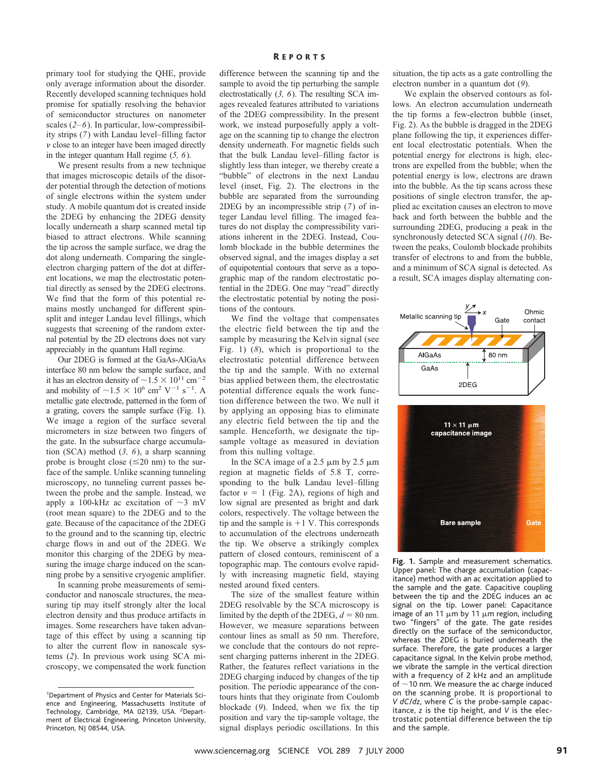primary tool for studying the QHE, provide only average information about the disorder. Recently developed scanning techniques hold promise for spatially resolving the behavior of semiconductor structures on nanometer scales (2–6). In particular, low-compressibility strips (7) with Landau level–filling factor $\nu$ close to an integer have been imaged directly in the integer quantum Hall regime (5, 6).

We present results from a new technique that images microscopic details of the disorder potential through the detection of motions of single electrons within the system under study. A mobile quantum dot is created inside the 2DEG by enhancing the 2DEG density locally underneath a sharp scanned metal tip biased to attract electrons. While scanning the tip across the sample surface, we drag the dot along underneath. Comparing the single-electron charging pattern of the dot at different locations, we map the electrostatic potential directly as sensed by the 2DEG electrons. We find that the form of this potential remains mostly unchanged for different spin-split and integer Landau level fillings, which suggests that screening of the random external potential by the 2D electrons does not vary appreciably in the quantum Hall regime.

Our 2DEG is formed at the GaAs-AlGaAs interface 80 nm below the sample surface, and it has an electron density of $\sim 1.5 \times 10^{11}$ cm$^{-2}$ and mobility of $\sim 1.5 \times 10^{6}$ cm$^2$ V$^{-1}$ s$^{-1}$. A metallic gate electrode, patterned in the form of a grating, covers the sample surface (Fig. 1). We image a region of the surface several micrometers in size between two fingers of the gate. In the subsurface charge accumulation (SCA) method (3, 6), a sharp scanning probe is brought close ($\lesssim$20 nm) to the surface of the sample. Unlike scanning tunneling microscopy, no tunneling current passes between the probe and the sample. Instead, we apply a 100-kHz ac excitation of ~3 mV (root mean square) to the 2DEG and to the gate. Because of the capacitance of the 2DEG to the ground and to the scanning tip, electric charge flows in and out of the 2DEG. We monitor this charging of the 2DEG by measuring the image charge induced on the scanning probe by a sensitive cryogenic amplifier.

In scanning probe measurements of semiconductor and nanoscale structures, the measuring tip may itself strongly alter the local electron density and thus produce artifacts in images. Some researchers have taken advantage of this effect by using a scanning tip to alter the current flow in nanoscale systems (2). In previous work using SCA microscopy, we compensated the work function difference between the scanning tip and the sample to avoid the tip perturbing the sample electrostatically (3, 6). The resulting SCA images revealed features attributed to variations of the 2DEG compressibility. In the present work, we instead purposefully apply a voltage on the scanning tip to change the electron density underneath. For magnetic fields such that the bulk Landau level–filling factor is slightly less than integer, we thereby create a "bubble" of electrons in the next Landau level (inset, Fig. 2). The electrons in the bubble are separated from the surrounding 2DEG by an incompressible strip (7) of integer Landau level filling. The imaged features do not display the compressibility variations inherent in the 2DEG. Instead, Coulomb blockade in the bubble determines the observed signal, and the images display a set of equipotential contours that serve as a topographic map of the random electrostatic potential in the 2DEG. One may "read" directly the electrostatic potential by noting the positions of the contours.

We find the voltage that compensates the electric field between the tip and the sample by measuring the Kelvin signal (see Fig. 1) (8), which is proportional to the electrostatic potential difference between the tip and the sample. With no external bias applied between them, the electrostatic potential difference equals the work function difference between the two. We null it by applying an opposing bias to eliminate any electric field between the tip and the sample. Henceforth, we designate the tip-sample voltage as measured in deviation from this nulling voltage.

In the SCA image of a 2.5 μm by 2.5 μm region at magnetic fields of 5.8 T, corresponding to the bulk Landau level–filling factor $\nu = 1$ (Fig. 2A), regions of high and low signal are presented as bright and dark colors, respectively. The voltage between the tip and the sample is +1 V. This corresponds to accumulation of the electrons underneath the tip. We observe a strikingly complex pattern of closed contours, reminiscent of a topographic map. The contours evolve rapidly with increasing magnetic field, staying nested around fixed centers.

The size of the smallest feature within 2DEG resolvable by the SCA microscopy is limited by the depth of the 2DEG, $d = 80$ nm. However, we measure separations between contour lines as small as 50 nm. Therefore, we conclude that the contours do not represent charging patterns inherent in the 2DEG. Rather, the features reflect variations in the 2DEG charging induced by changes of the tip position. The periodic appearance of the contours hints that they originate from Coulomb blockade (9). Indeed, when we fix the tip position and vary the tip-sample voltage, the signal displays periodic oscillations. In this situation, the tip acts as a gate controlling the electron number in a quantum dot (9).

We explain the observed contours as follows. An electron accumulation underneath the tip forms a few-electron bubble (inset, Fig. 2). As the bubble is dragged in the 2DEG plane following the tip, it experiences different local electrostatic potentials. When the potential energy for electrons is high, electrons are expelled from the bubble; when the potential energy is low, electrons are drawn into the bubble. As the tip scans across these positions of single electron transfer, the applied ac excitation causes an electron to move back and forth between the bubble and the surrounding 2DEG, producing a peak in the synchronously detected SCA signal (10). Between the peaks, Coulomb blockade prohibits transfer of electrons to and from the bubble, and a minimum of SCA signal is detected. As a result, SCA images display alternating con-

**Fig. 1.** Sample and measurement schematics. Upper panel: The charge accumulation (capacitance) method with an ac excitation applied to the sample and the gate. Capacitive coupling between the tip and the 2DEG induces an ac signal on the tip. Lower panel: Capacitance image of an 11 μm by 11 μm region, including two "fingers" of the gate. The gate resides directly on the surface of the semiconductor, whereas the 2DEG is buried underneath the surface. Therefore, the gate produces a larger capacitance signal. In the Kelvin probe method, we vibrate the sample in the vertical direction with a frequency of 2 kHz and an amplitude of ~10 nm. We measure the ac charge induced on the scanning probe. It is proportional to $V\,dC/dz$, where $C$ is the probe-sample capacitance, $z$ is the tip height, and $V$ is the electrostatic potential difference between the tip and the sample.

[1]Department of Physics and Center for Materials Science and Engineering, Massachusetts Institute of Technology, Cambridge, MA 02139, USA. [2]Department of Electrical Engineering, Princeton University, Princeton, NJ 08544, USA.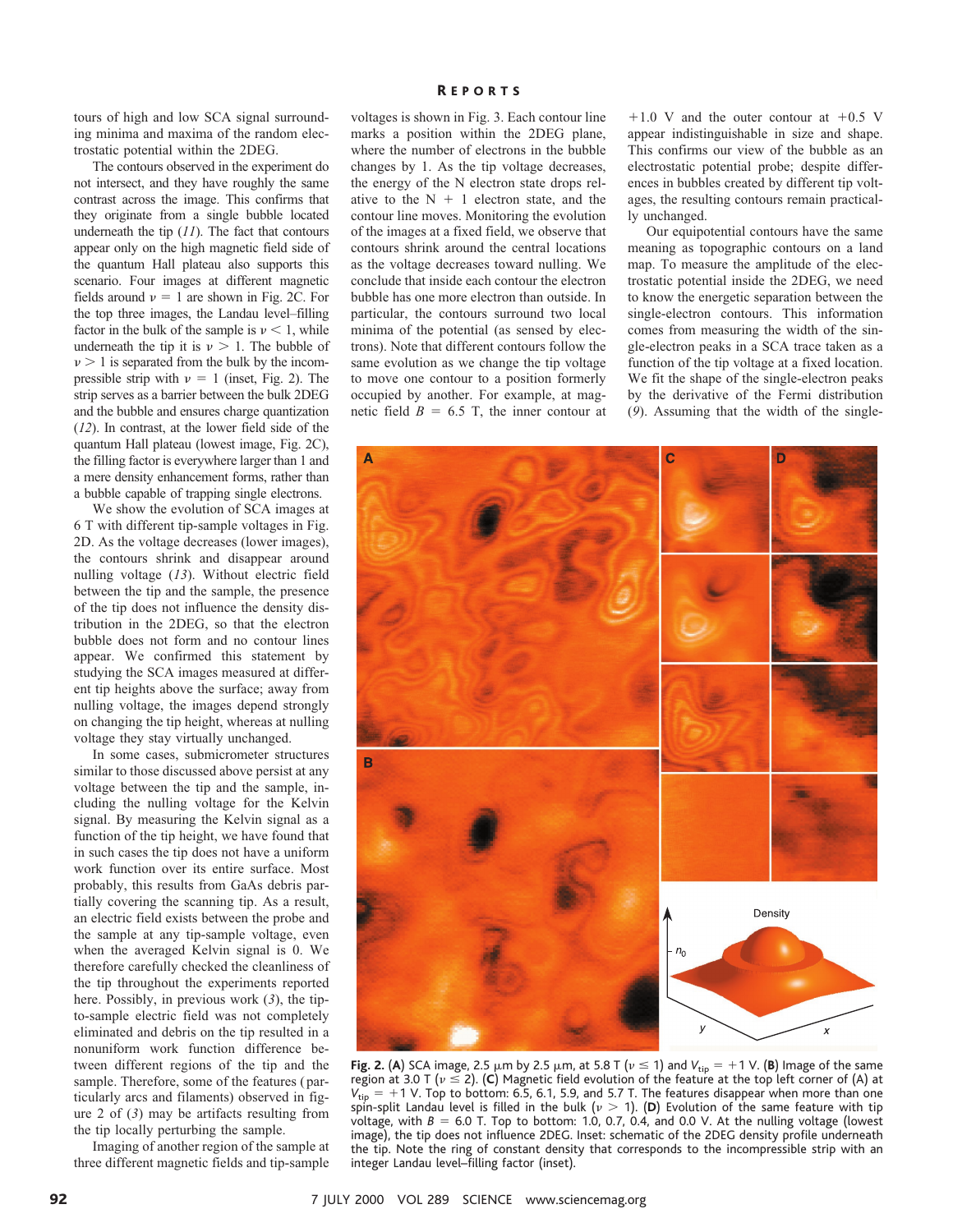tours of high and low SCA signal surrounding minima and maxima of the random electrostatic potential within the 2DEG.

The contours observed in the experiment do not intersect, and they have roughly the same contrast across the image. This confirms that they originate from a single bubble located underneath the tip (11). The fact that contours appear only on the high magnetic field side of the quantum Hall plateau also supports this scenario. Four images at different magnetic fields around $\nu = 1$ are shown in Fig. 2C. For the top three images, the Landau level–filling factor in the bulk of the sample is $\nu < 1$, while underneath the tip it is $\nu > 1$. The bubble of $\nu > 1$ is separated from the bulk by the incompressible strip with $\nu = 1$ (inset, Fig. 2). The strip serves as a barrier between the bulk 2DEG and the bubble and ensures charge quantization (12). In contrast, at the lower field side of the quantum Hall plateau (lowest image, Fig. 2C), the filling factor is everywhere larger than 1 and a mere density enhancement forms, rather than a bubble capable of trapping single electrons.

We show the evolution of SCA images at 6 T with different tip-sample voltages in Fig. 2D. As the voltage decreases (lower images), the contours shrink and disappear around nulling voltage (13). Without electric field between the tip and the sample, the presence of the tip does not influence the density distribution in the 2DEG, so that the electron bubble does not form and no contour lines appear. We confirmed this statement by studying the SCA images measured at different tip heights above the surface; away from nulling voltage, the images depend strongly on changing the tip height, whereas at nulling voltage they stay virtually unchanged.

In some cases, submicrometer structures similar to those discussed above persist at any voltage between the tip and the sample, including the nulling voltage for the Kelvin signal. By measuring the Kelvin signal as a function of the tip height, we have found that in such cases the tip does not have a uniform work function over its entire surface. Most probably, this results from GaAs debris partially covering the scanning tip. As a result, an electric field exists between the probe and the sample at any tip-sample voltage, even when the averaged Kelvin signal is 0. We therefore carefully checked the cleanliness of the tip throughout the experiments reported here. Possibly, in previous work (3), the tip-to-sample electric field was not completely eliminated and debris on the tip resulted in a nonuniform work function difference between different regions of the tip and the sample. Therefore, some of the features (particularly arcs and filaments) observed in figure 2 of (3) may be artifacts resulting from the tip locally perturbing the sample.

Imaging of another region of the sample at three different magnetic fields and tip-sample voltages is shown in Fig. 3. Each contour line marks a position within the 2DEG plane, where the number of electrons in the bubble changes by 1. As the tip voltage decreases, the energy of the N electron state drops relative to the N + 1 electron state, and the contour line moves. Monitoring the evolution of the images at a fixed field, we observe that contours shrink around the central locations as the voltage decreases toward nulling. We conclude that inside each contour the electron bubble has one more electron than outside. In particular, the contours surround two local minima of the potential (as sensed by electrons). Note that different contours follow the same evolution as we change the tip voltage to move one contour to a position formerly occupied by another. For example, at magnetic field $B = 6.5$ T, the inner contour at +1.0 V and the outer contour at +0.5 V appear indistinguishable in size and shape. This confirms our view of the bubble as an electrostatic potential probe; despite differences in bubbles created by different tip voltages, the resulting contours remain practically unchanged.

Our equipotential contours have the same meaning as topographic contours on a land map. To measure the amplitude of the electrostatic potential inside the 2DEG, we need to know the energetic separation between the single-electron contours. This information comes from measuring the width of the single-electron peaks in a SCA trace taken as a function of the tip voltage at a fixed location. We fit the shape of the single-electron peaks by the derivative of the Fermi distribution (9). Assuming that the width of the single-

**Fig. 2.** (**A**) SCA image, 2.5 μm by 2.5 μm, at 5.8 T ($\nu \leq 1$) and $V_{tip} = +1$ V. (**B**) Image of the same region at 3.0 T ($\nu \leq 2$). (**C**) Magnetic field evolution of the feature at the top left corner of (A) at $V_{tip} = +1$ V. Top to bottom: 6.5, 6.1, 5.9, and 5.7 T. The features disappear when more than one spin-split Landau level is filled in the bulk ($\nu > 1$). (**D**) Evolution of the same feature with tip voltage, with $B = 6.0$ T. Top to bottom: 1.0, 0.7, 0.4, and 0.0 V. At the nulling voltage (lowest image), the tip does not influence 2DEG. Inset: schematic of the 2DEG density profile underneath the tip. Note the ring of constant density that corresponds to the incompressible strip with an integer Landau level–filling factor (inset).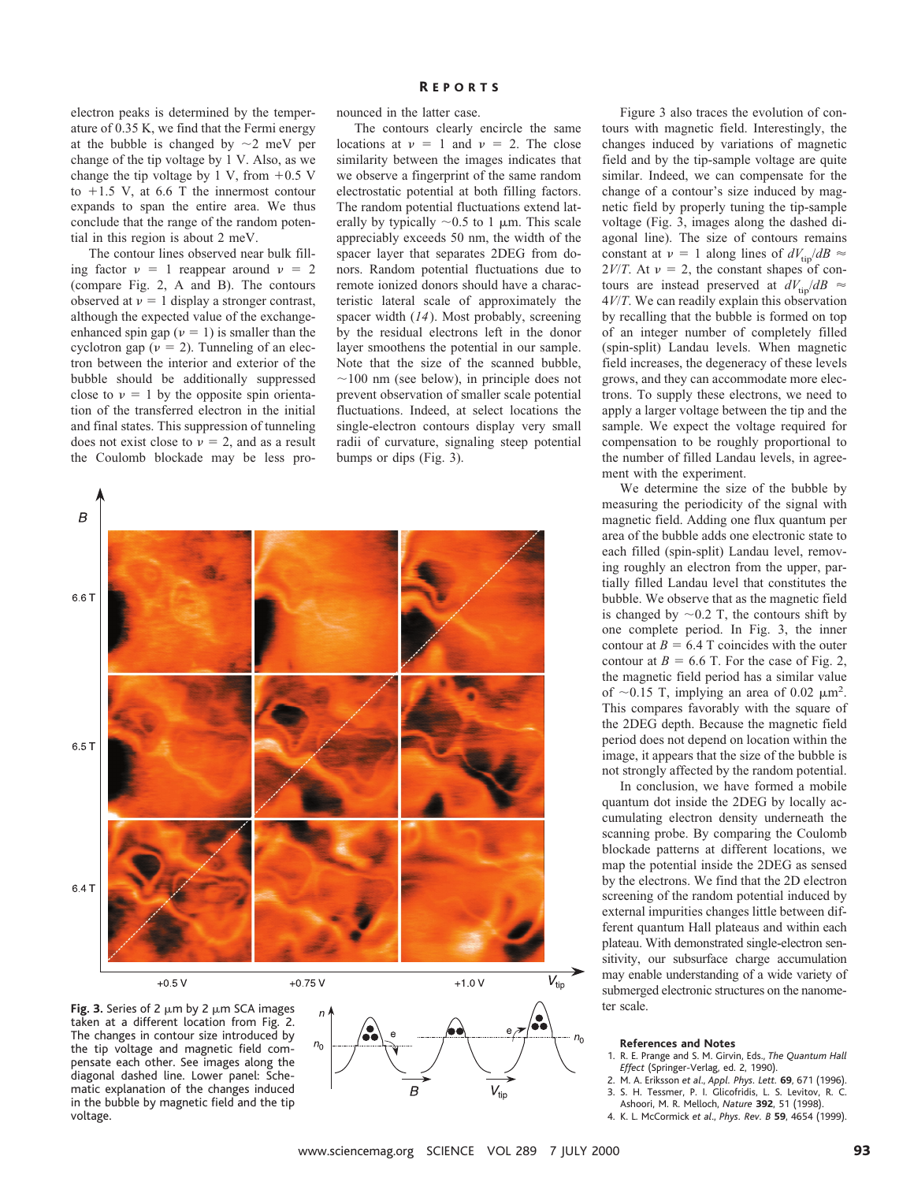electron peaks is determined by the temperature of 0.35 K, we find that the Fermi energy at the bubble is changed by ~2 meV per change of the tip voltage by 1 V. Also, as we change the tip voltage by 1 V, from +0.5 V to +1.5 V, at 6.6 T the innermost contour expands to span the entire area. We thus conclude that the range of the random potential in this region is about 2 meV.

The contour lines observed near bulk filling factor $\nu = 1$ reappear around $\nu = 2$ (compare Fig. 2, A and B). The contours observed at $\nu = 1$ display a stronger contrast, although the expected value of the exchange-enhanced spin gap ($\nu = 1$) is smaller than the cyclotron gap ($\nu = 2$). Tunneling of an electron between the interior and exterior of the bubble should be additionally suppressed close to $\nu = 1$ by the opposite spin orientation of the transferred electron in the initial and final states. This suppression of tunneling does not exist close to $\nu = 2$, and as a result the Coulomb blockade may be less pronounced in the latter case.

The contours clearly encircle the same locations at $\nu = 1$ and $\nu = 2$. The close similarity between the images indicates that we observe a fingerprint of the same random electrostatic potential at both filling factors. The random potential fluctuations extend laterally by typically ~0.5 to 1 μm. This scale appreciably exceeds 50 nm, the width of the spacer layer that separates 2DEG from donors. Random potential fluctuations due to remote ionized donors should have a characteristic lateral scale of approximately the spacer width (*14*). Most probably, screening by the residual electrons left in the donor layer smoothens the potential in our sample. Note that the size of the scanned bubble, ~100 nm (see below), in principle does not prevent observation of smaller scale potential fluctuations. Indeed, at select locations the single-electron contours display very small radii of curvature, signaling steep potential bumps or dips (Fig. 3).

Figure 3 also traces the evolution of contours with magnetic field. Interestingly, the changes induced by variations of magnetic field and by the tip-sample voltage are quite similar. Indeed, we can compensate for the change of a contour's size induced by magnetic field by properly tuning the tip-sample voltage (Fig. 3, images along the dashed diagonal line). The size of contours remains constant at $\nu = 1$ along lines of $dV_{tip}/dB \approx 2V/T$. At $\nu = 2$, the constant shapes of contours are instead preserved at $dV_{tip}/dB \approx 4V/T$. We can readily explain this observation by recalling that the bubble is formed on top of an integer number of completely filled (spin-split) Landau levels. When magnetic field increases, the degeneracy of these levels grows, and they can accommodate more electrons. To supply these electrons, we need to apply a larger voltage between the tip and the sample. We expect the voltage required for compensation to be roughly proportional to the number of filled Landau levels, in agreement with the experiment.

We determine the size of the bubble by measuring the periodicity of the signal with magnetic field. Adding one flux quantum per area of the bubble adds one electronic state to each filled (spin-split) Landau level, removing roughly an electron from the upper, partially filled Landau level that constitutes the bubble. We observe that as the magnetic field is changed by ~0.2 T, the contours shift by one complete period. In Fig. 3, the inner contour at $B = 6.4$ T coincides with the outer contour at $B = 6.6$ T. For the case of Fig. 2, the magnetic field period has a similar value of ~0.15 T, implying an area of 0.02 μm$^2$. This compares favorably with the square of the 2DEG depth. Because the magnetic field period does not depend on location within the image, it appears that the size of the bubble is not strongly affected by the random potential.

In conclusion, we have formed a mobile quantum dot inside the 2DEG by locally accumulating electron density underneath the scanning probe. By comparing the Coulomb blockade patterns at different locations, we map the potential inside the 2DEG as sensed by the electrons. We find that the 2D electron screening of the random potential induced by external impurities changes little between different quantum Hall plateaus and within each plateau. With demonstrated single-electron sensitivity, our subsurface charge accumulation may enable understanding of a wide variety of submerged electronic structures on the nanometer scale.

**Fig. 3.** Series of 2 μm by 2 μm SCA images taken at a different location from Fig. 2. The changes in contour size introduced by the tip voltage and magnetic field compensate each other. See images along the diagonal dashed line. Lower panel: Schematic explanation of the changes induced in the bubble by magnetic field and the tip voltage.

### References and Notes

1. R. E. Prange and S. M. Girvin, Eds., *The Quantum Hall Effect* (Springer-Verlag, ed. 2, 1990).
2. M. A. Eriksson *et al.*, *Appl. Phys. Lett.* **69**, 671 (1996).
3. S. H. Tessmer, P. I. Glicofridis, L. S. Levitov, R. C. Ashoori, M. R. Melloch, *Nature* **392**, 51 (1998).
4. K. L. McCormick *et al.*, *Phys. Rev. B* **59**, 4654 (1999).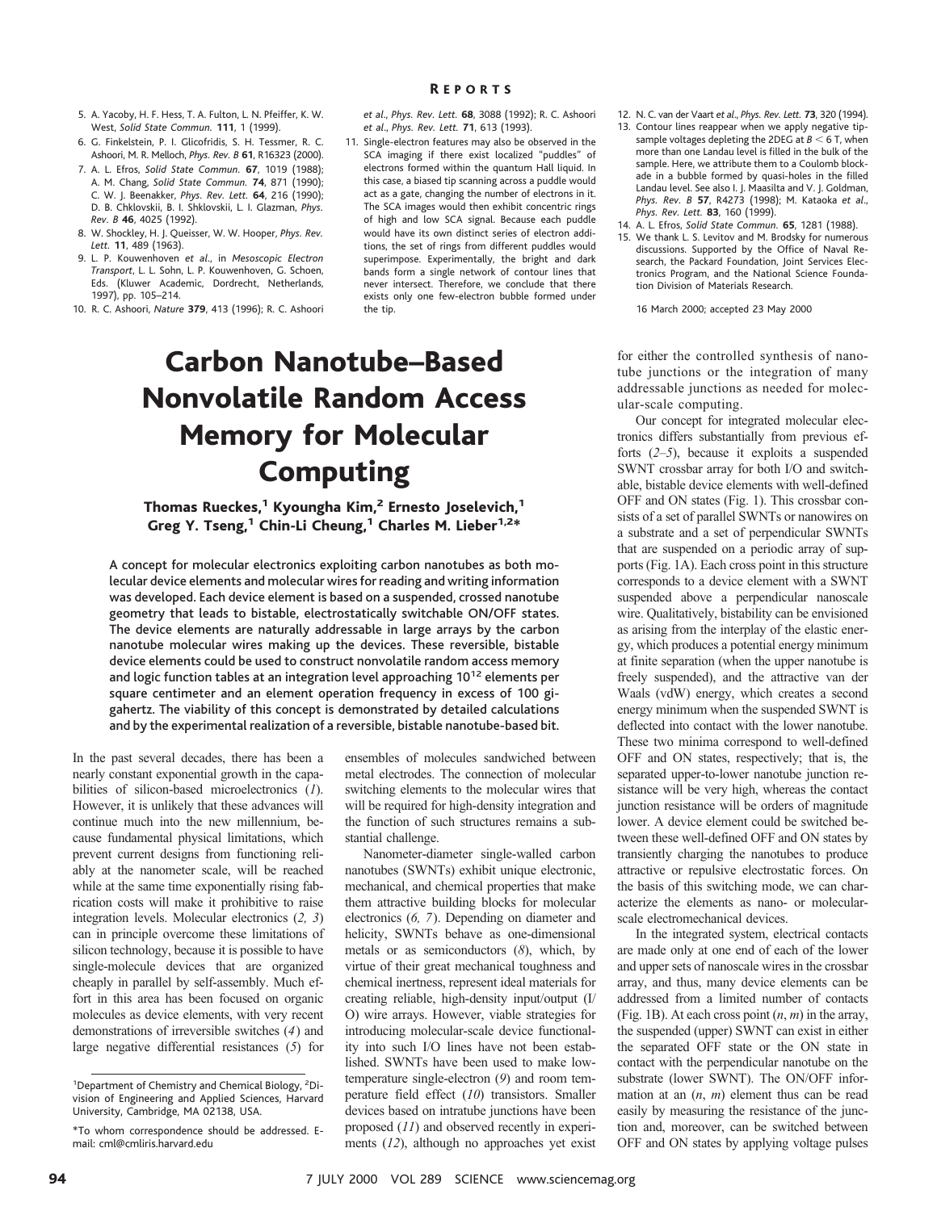5. A. Yacoby, H. F. Hess, T. A. Fulton, L. N. Pfeiffer, K. W. West, *Solid State Commun.* **111**, 1 (1999).
6. G. Finkelstein, P. I. Glicofridis, S. H. Tessmer, R. C. Ashoori, M. R. Melloch, *Phys. Rev. B* **61**, R16323 (2000).
7. A. L. Efros, *Solid State Commun.* **67**, 1019 (1988); A. M. Chang, *Solid State Commun.* **74**, 871 (1990); C. W. J. Beenakker, *Phys. Rev. Lett.* **64**, 216 (1990); D. B. Chklovskii, B. I. Shklovskii, L. I. Glazman, *Phys. Rev. B* **46**, 4025 (1992).
8. W. Shockley, H. J. Queisser, W. W. Hooper, *Phys. Rev. Lett.* **11**, 489 (1963).
9. L. P. Kouwenhoven *et al.*, in *Mesoscopic Electron Transport*, L. L. Sohn, L. P. Kouwenhoven, G. Schoen, Eds. (Kluwer Academic, Dordrecht, Netherlands, 1997), pp. 105–214.
10. R. C. Ashoori, *Nature* **379**, 413 (1996); R. C. Ashoori *et al.*, *Phys. Rev. Lett.* **68**, 3088 (1992); R. C. Ashoori *et al.*, *Phys. Rev. Lett.* **71**, 613 (1993).
11. Single-electron features may also be observed in the SCA imaging if there exist localized "puddles" of electrons formed within the quantum Hall liquid. In this case, a biased tip scanning across a puddle would act as a gate, changing the number of electrons in it. The SCA images would then exhibit concentric rings of high and low SCA signal. Because each puddle would have its own distinct series of electron additions, the set of rings from different puddles would superimpose. Experimentally, the bright and dark bands form a single network of contour lines that never intersect. Therefore, we conclude that there exists only one few-electron bubble formed under the tip.
12. N. C. van der Vaart *et al.*, *Phys. Rev. Lett.* **73**, 320 (1994).
13. Contour lines reappear when we apply negative tip-sample voltages depleting the 2DEG at $B < 6$ T, when more than one Landau level is filled in the bulk of the sample. Here, we attribute them to a Coulomb blockade in a bubble formed by quasi-holes in the filled Landau level. See also I. J. Maasilta and V. J. Goldman, *Phys. Rev. B* **57**, R4273 (1998); M. Kataoka *et al.*, *Phys. Rev. Lett.* **83**, 160 (1999).
14. A. L. Efros, *Solid State Commun.* **65**, 1281 (1988).
15. We thank L. S. Levitov and M. Brodsky for numerous discussions. Supported by the Office of Naval Research, the Packard Foundation, Joint Services Electronics Program, and the National Science Foundation Division of Materials Research.

16 March 2000; accepted 23 May 2000

# Carbon Nanotube–Based Nonvolatile Random Access Memory for Molecular Computing

**Thomas Rueckes,[1] Kyoungha Kim,[2] Ernesto Joselevich,[1] Greg Y. Tseng,[1] Chin-Li Cheung,[1] Charles M. Lieber[1,2]***

A concept for molecular electronics exploiting carbon nanotubes as both molecular device elements and molecular wires for reading and writing information was developed. Each device element is based on a suspended, crossed nanotube geometry that leads to bistable, electrostatically switchable ON/OFF states. The device elements are naturally addressable in large arrays by the carbon nanotube molecular wires making up the devices. These reversible, bistable device elements could be used to construct nonvolatile random access memory and logic function tables at an integration level approaching $10^{12}$ elements per square centimeter and an element operation frequency in excess of 100 gigahertz. The viability of this concept is demonstrated by detailed calculations and by the experimental realization of a reversible, bistable nanotube-based bit.

In the past several decades, there has been a nearly constant exponential growth in the capabilities of silicon-based microelectronics (*1*). However, it is unlikely that these advances will continue much into the new millennium, because fundamental physical limitations, which prevent current designs from functioning reliably at the nanometer scale, will be reached while at the same time exponentially rising fabrication costs will make it prohibitive to raise integration levels. Molecular electronics (*2, 3*) can in principle overcome these limitations of silicon technology, because it is possible to have single-molecule devices that are organized cheaply in parallel by self-assembly. Much effort in this area has been focused on organic molecules as device elements, with very recent demonstrations of irreversible switches (*4*) and large negative differential resistances (*5*) for ensembles of molecules sandwiched between metal electrodes. The connection of molecular switching elements to the molecular wires that will be required for high-density integration and the function of such structures remains a substantial challenge.

Nanometer-diameter single-walled carbon nanotubes (SWNTs) exhibit unique electronic, mechanical, and chemical properties that make them attractive building blocks for molecular electronics (*6, 7*). Depending on diameter and helicity, SWNTs behave as one-dimensional metals or as semiconductors (*8*), which, by virtue of their great mechanical toughness and chemical inertness, represent ideal materials for creating reliable, high-density input/output (I/O) wire arrays. However, viable strategies for introducing molecular-scale device functionality into such I/O lines have not been established. SWNTs have been used to make low-temperature single-electron (*9*) and room temperature field effect (*10*) transistors. Smaller devices based on intratube junctions have been proposed (*11*) and observed recently in experiments (*12*), although no approaches yet exist for either the controlled synthesis of nanotube junctions or the integration of many addressable junctions as needed for molecular-scale computing.

Our concept for integrated molecular electronics differs substantially from previous efforts (*2–5*), because it exploits a suspended SWNT crossbar array for both I/O and switchable, bistable device elements with well-defined OFF and ON states (Fig. 1). This crossbar consists of a set of parallel SWNTs or nanowires on a substrate and a set of perpendicular SWNTs that are suspended on a periodic array of supports (Fig. 1A). Each cross point in this structure corresponds to a device element with a SWNT suspended above a perpendicular nanoscale wire. Qualitatively, bistability can be envisioned as arising from the interplay of the elastic energy, which produces a potential energy minimum at finite separation (when the upper nanotube is freely suspended), and the attractive van der Waals (vdW) energy, which creates a second energy minimum when the suspended SWNT is deflected into contact with the lower nanotube. These two minima correspond to well-defined OFF and ON states, respectively; that is, the separated upper-to-lower nanotube junction resistance will be very high, whereas the contact junction resistance will be orders of magnitude lower. A device element could be switched between these well-defined OFF and ON states by transiently charging the nanotubes to produce attractive or repulsive electrostatic forces. On the basis of this switching mode, we can characterize the elements as nano- or molecular-scale electromechanical devices.

In the integrated system, electrical contacts are made only at one end of each of the lower and upper sets of nanoscale wires in the crossbar array, and thus, many device elements can be addressed from a limited number of contacts (Fig. 1B). At each cross point ($n$, $m$) in the array, the suspended (upper) SWNT can exist in either the separated OFF state or the ON state in contact with the perpendicular nanotube on the substrate (lower SWNT). The ON/OFF information at an ($n$, $m$) element thus can be read easily by measuring the resistance of the junction and, moreover, can be switched between OFF and ON states by applying voltage pulses

[1]Department of Chemistry and Chemical Biology, [2]Division of Engineering and Applied Sciences, Harvard University, Cambridge, MA 02138, USA.

*To whom correspondence should be addressed. E-mail: cml@cmliris.harvard.edu